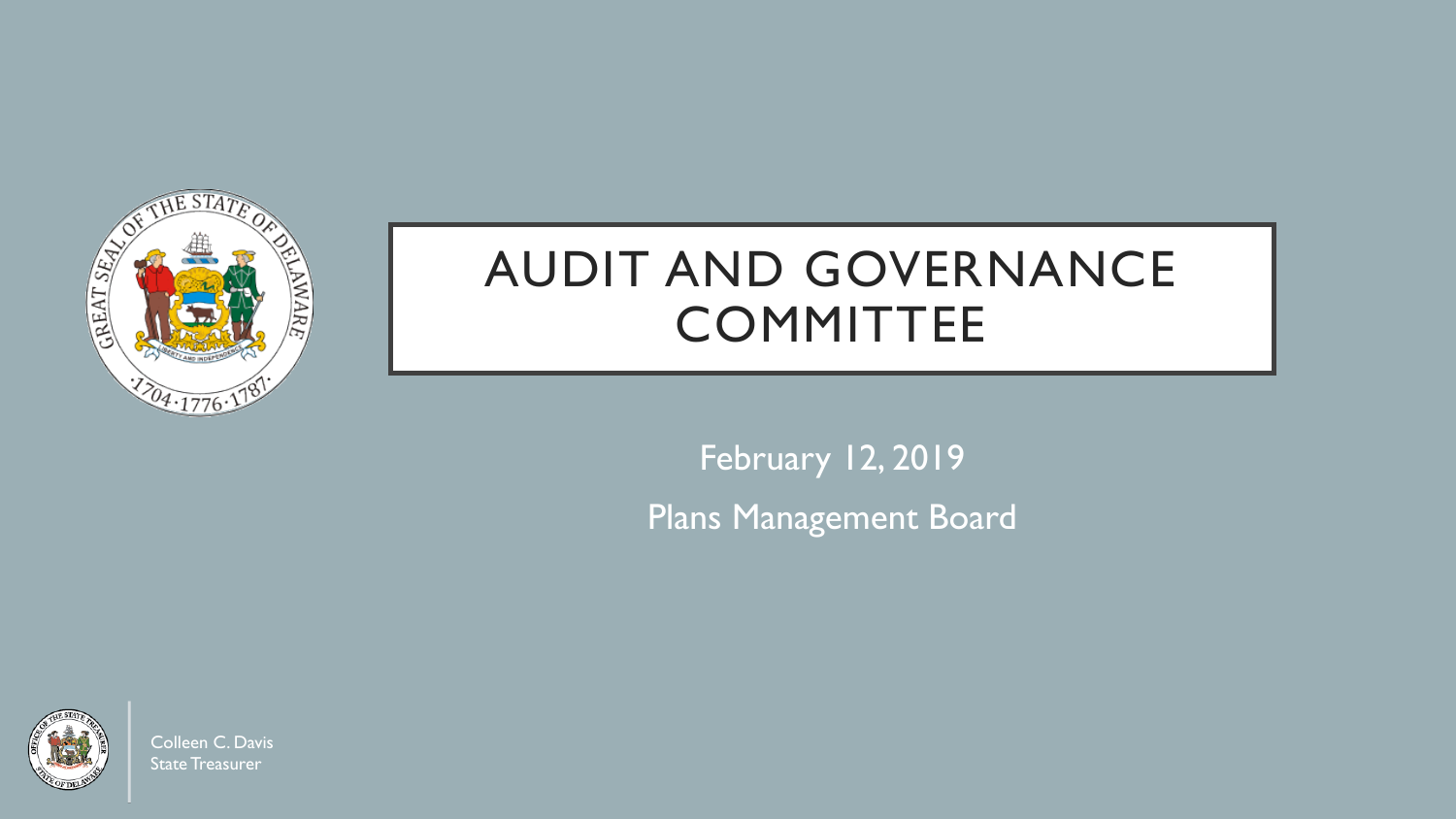# AUDIT AND GOVERNANCE COMMITTEE

February 12, 2019

Plans Management Board

Colleen C. Davis
State Treasurer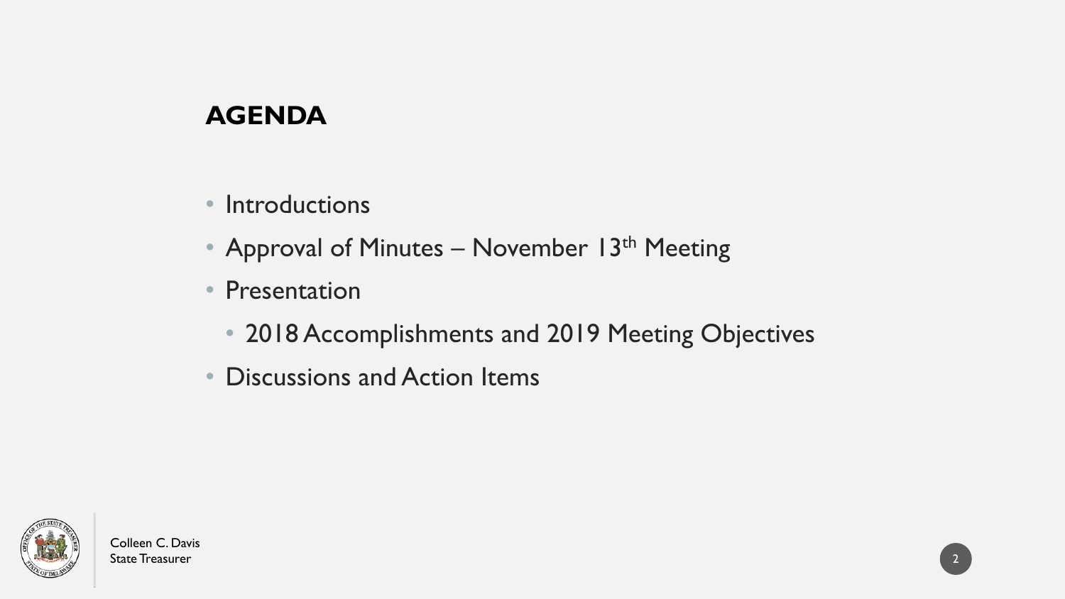## AGENDA

- Introductions
- Approval of Minutes – November 13th Meeting
- Presentation
  - 2018 Accomplishments and 2019 Meeting Objectives
- Discussions and Action Items

Colleen C. Davis
State Treasurer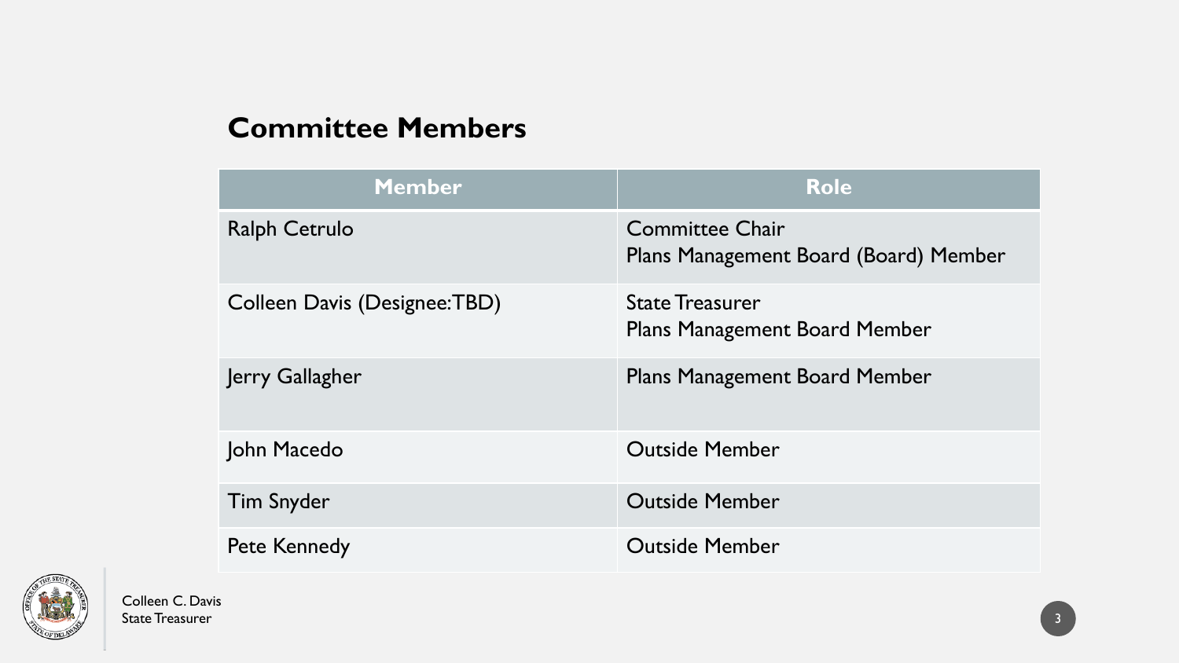## Committee Members

| Member | Role |
|---|---|
| Ralph Cetrulo | Committee Chair<br>Plans Management Board (Board) Member |
| Colleen Davis (Designee:TBD) | State Treasurer<br>Plans Management Board Member |
| Jerry Gallagher | Plans Management Board Member |
| John Macedo | Outside Member |
| Tim Snyder | Outside Member |
| Pete Kennedy | Outside Member |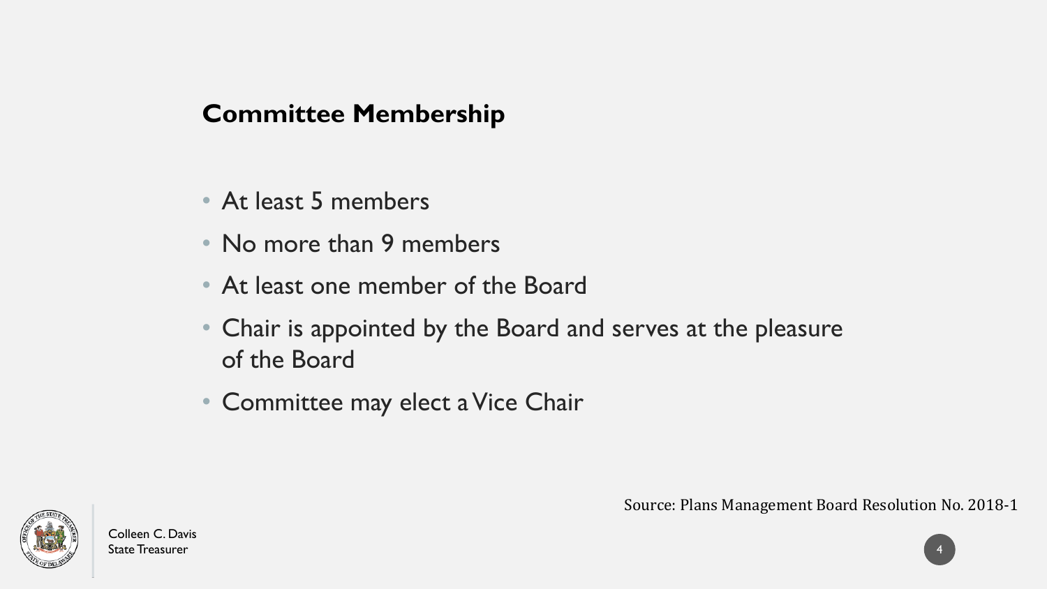## Committee Membership

- At least 5 members
- No more than 9 members
- At least one member of the Board
- Chair is appointed by the Board and serves at the pleasure of the Board
- Committee may elect a Vice Chair

Source: Plans Management Board Resolution No. 2018-1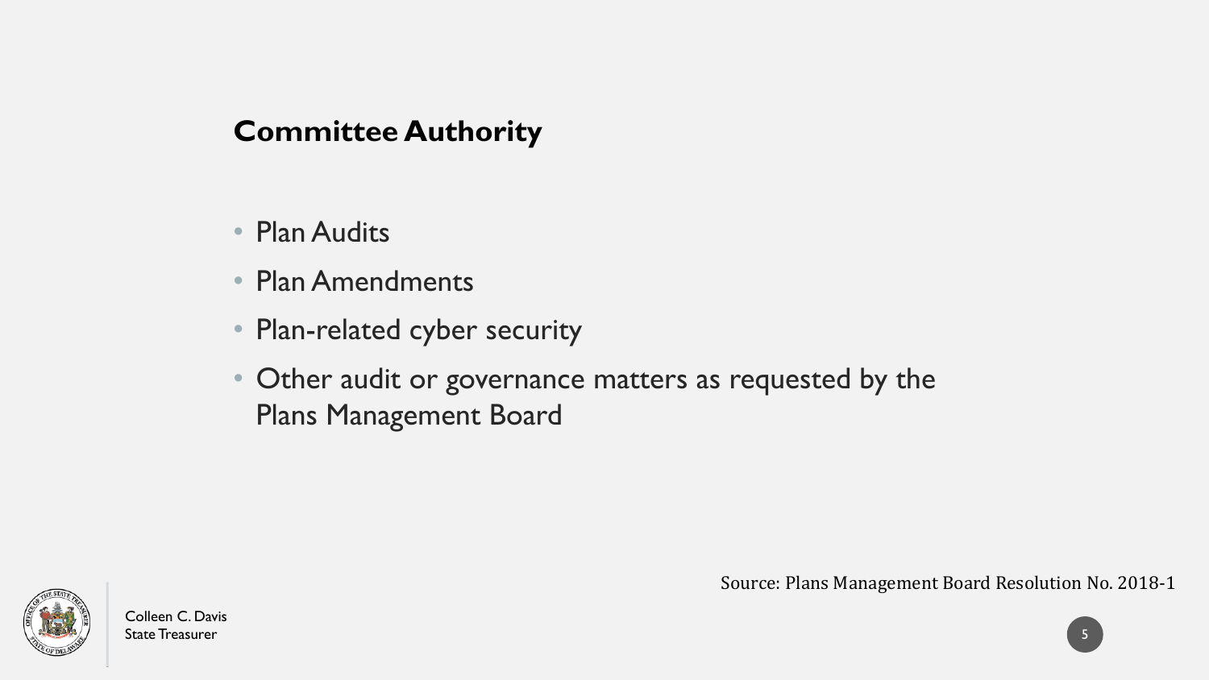## Committee Authority

- Plan Audits
- Plan Amendments
- Plan-related cyber security
- Other audit or governance matters as requested by the Plans Management Board

Source: Plans Management Board Resolution No. 2018-1

Colleen C. Davis
State Treasurer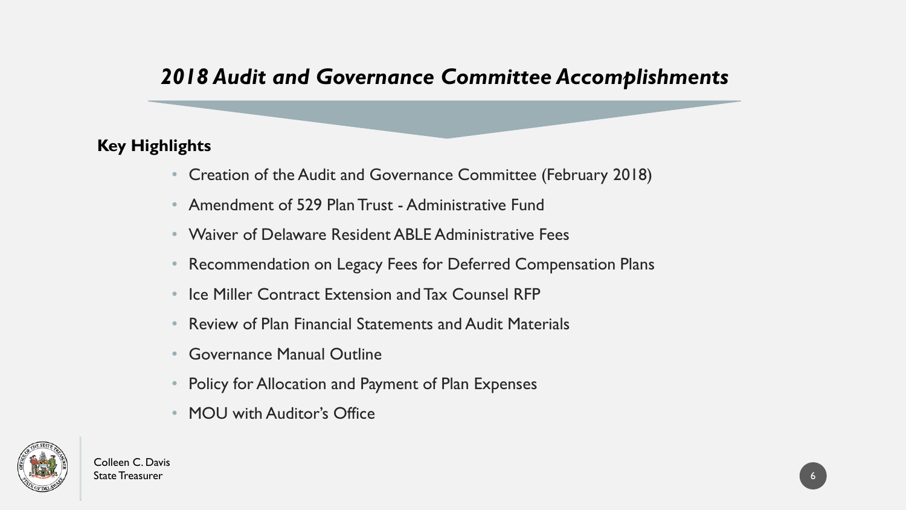# *2018 Audit and Governance Committee Accomplishments*

**Key Highlights**

- Creation of the Audit and Governance Committee (February 2018)
- Amendment of 529 Plan Trust - Administrative Fund
- Waiver of Delaware Resident ABLE Administrative Fees
- Recommendation on Legacy Fees for Deferred Compensation Plans
- Ice Miller Contract Extension and Tax Counsel RFP
- Review of Plan Financial Statements and Audit Materials
- Governance Manual Outline
- Policy for Allocation and Payment of Plan Expenses
- MOU with Auditor's Office

Colleen C. Davis
State Treasurer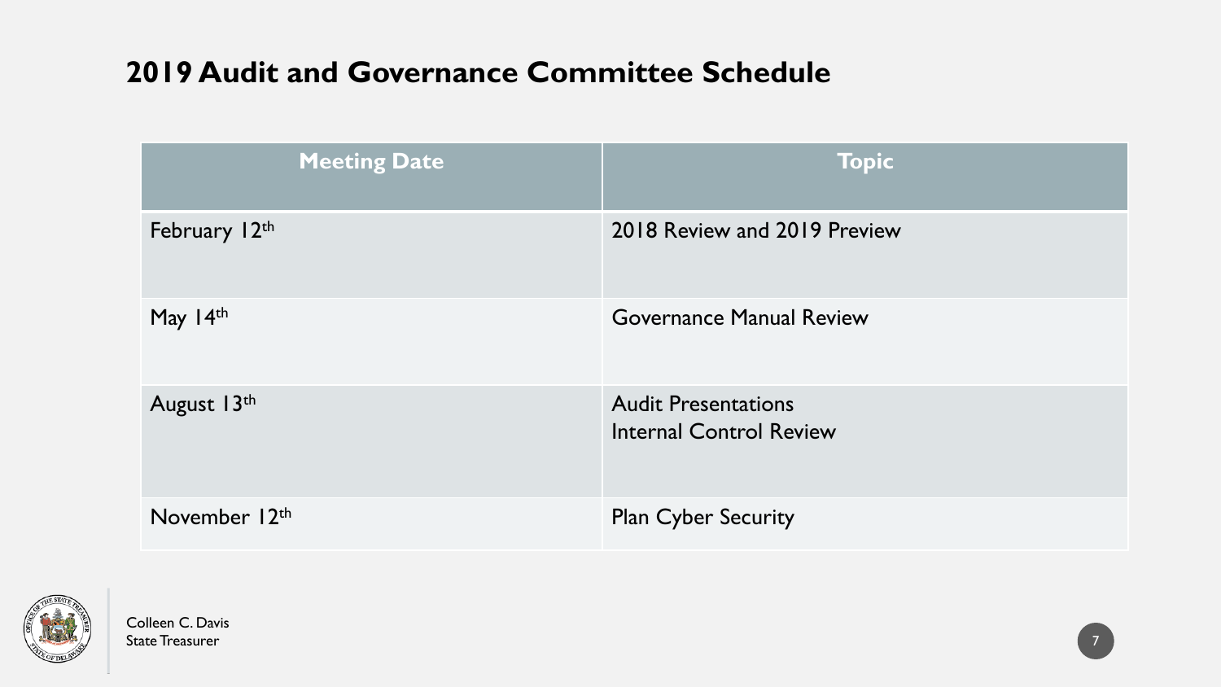## 2019 Audit and Governance Committee Schedule

| Meeting Date | Topic |
| --- | --- |
| February 12th | 2018 Review and 2019 Preview |
| May 14th | Governance Manual Review |
| August 13th | Audit Presentations<br>Internal Control Review |
| November 12th | Plan Cyber Security |

Colleen C. Davis
State Treasurer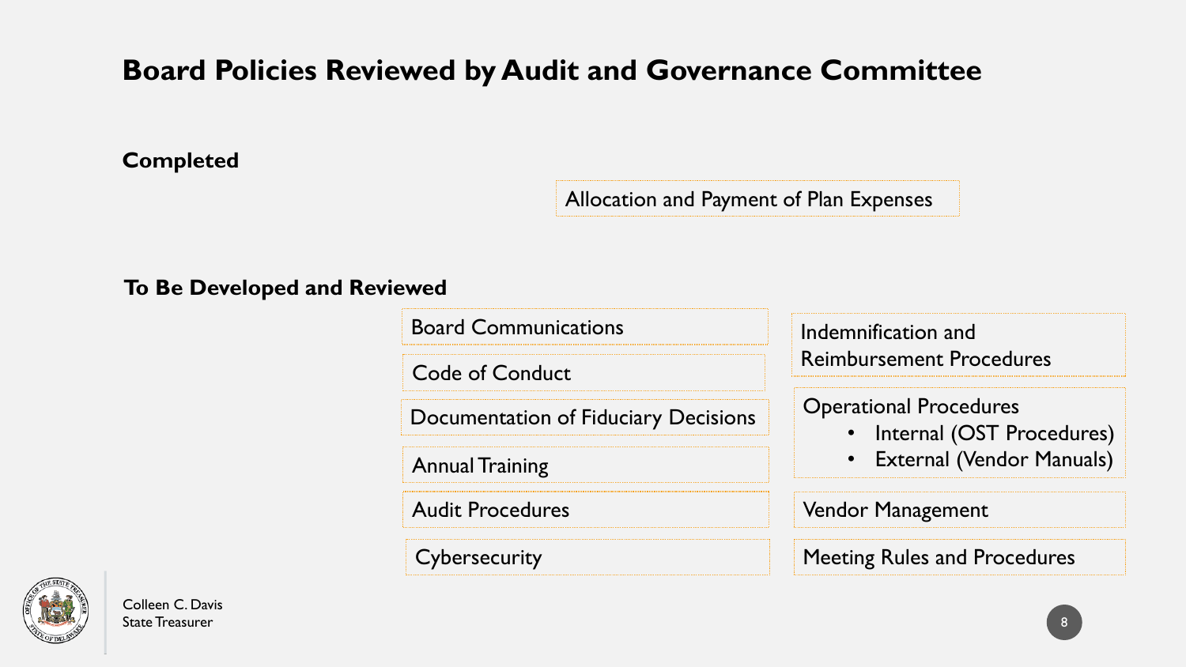# Board Policies Reviewed by Audit and Governance Committee

## Completed

- Allocation and Payment of Plan Expenses

## To Be Developed and Reviewed

- Board Communications
- Code of Conduct
- Documentation of Fiduciary Decisions
- Annual Training
- Audit Procedures
- Cybersecurity
- Indemnification and Reimbursement Procedures
- Operational Procedures
  - Internal (OST Procedures)
  - External (Vendor Manuals)
- Vendor Management
- Meeting Rules and Procedures

Colleen C. Davis
State Treasurer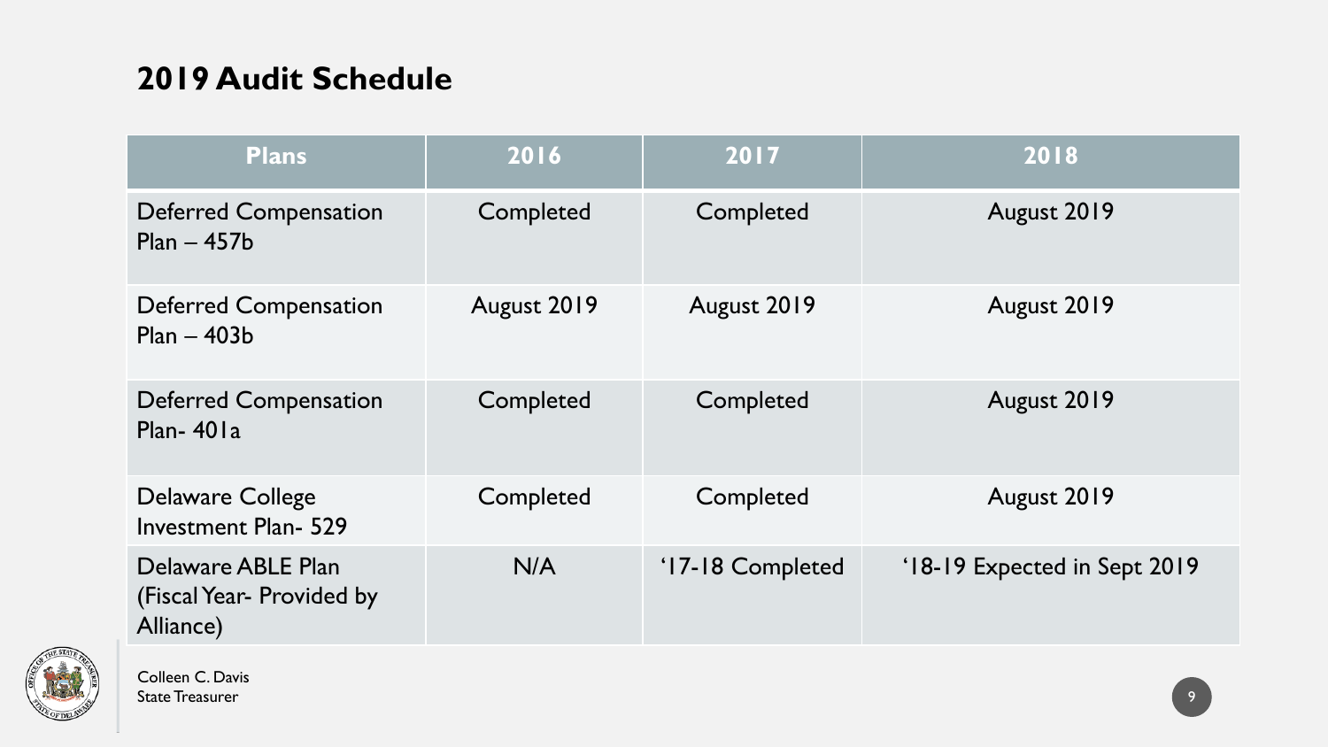## 2019 Audit Schedule

| Plans | 2016 | 2017 | 2018 |
| --- | --- | --- | --- |
| Deferred Compensation Plan – 457b | Completed | Completed | August 2019 |
| Deferred Compensation Plan – 403b | August 2019 | August 2019 | August 2019 |
| Deferred Compensation Plan- 401a | Completed | Completed | August 2019 |
| Delaware College Investment Plan- 529 | Completed | Completed | August 2019 |
| Delaware ABLE Plan (Fiscal Year- Provided by Alliance) | N/A | '17-18 Completed | '18-19 Expected in Sept 2019 |

Colleen C. Davis
State Treasurer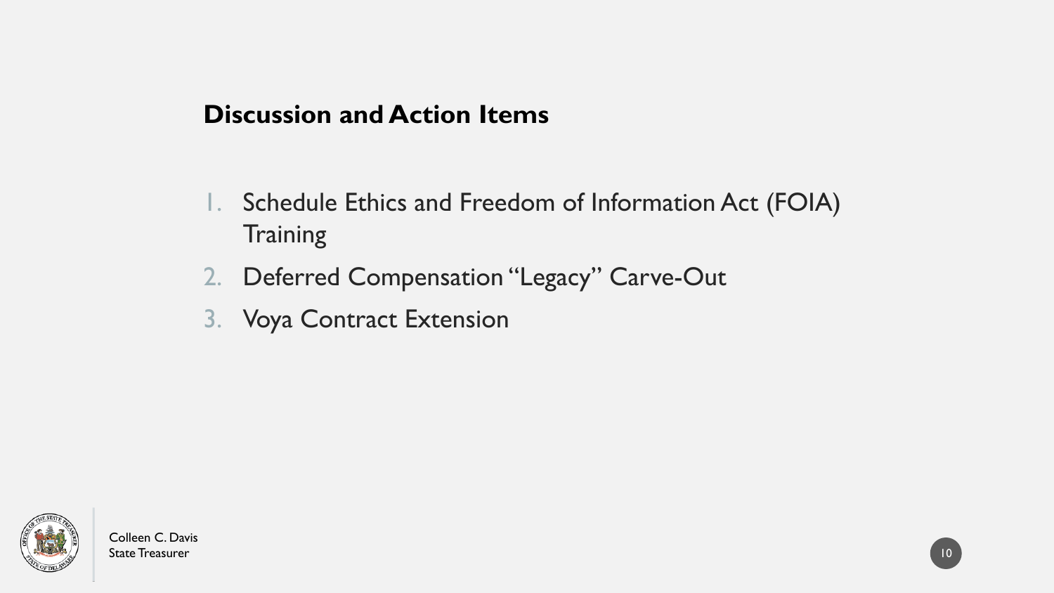## Discussion and Action Items

1. Schedule Ethics and Freedom of Information Act (FOIA) Training
2. Deferred Compensation "Legacy" Carve-Out
3. Voya Contract Extension

Colleen C. Davis
State Treasurer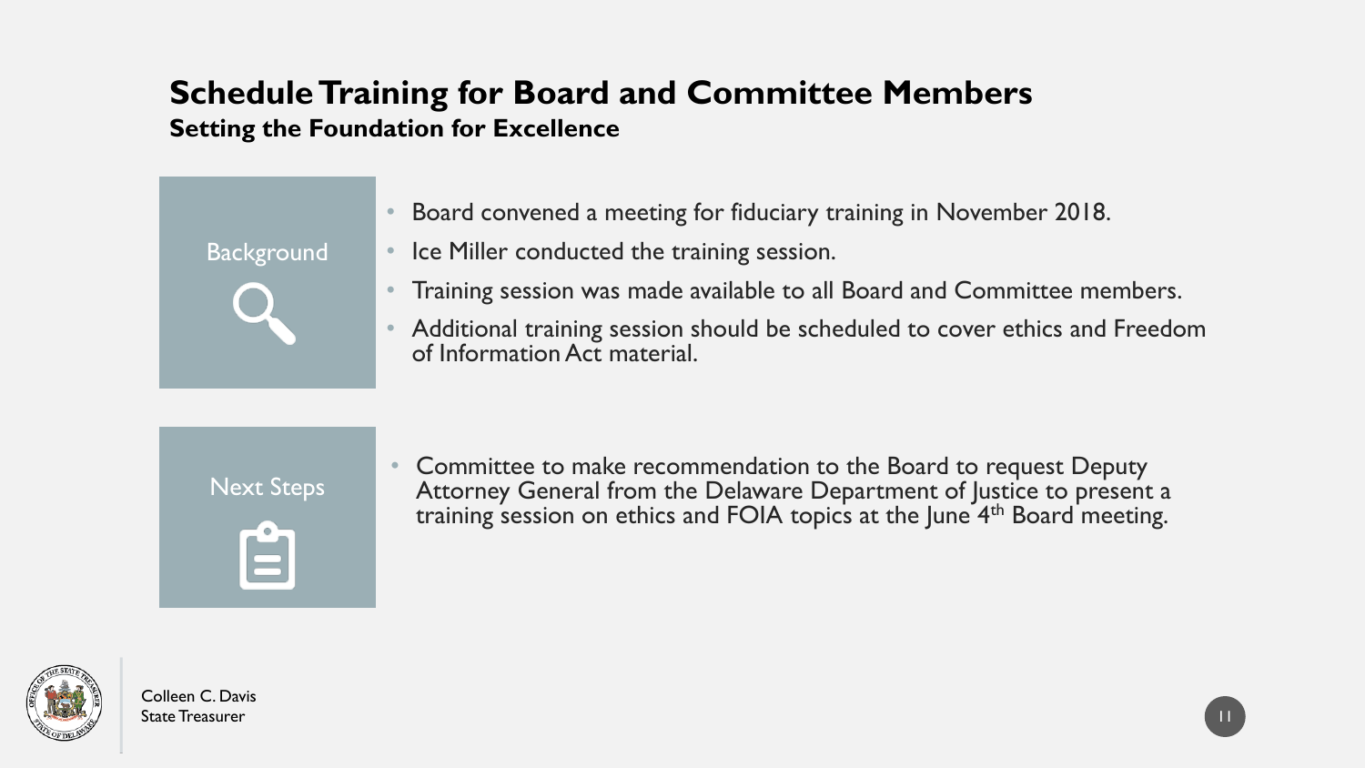# Schedule Training for Board and Committee Members

## Setting the Foundation for Excellence

### Background

- Board convened a meeting for fiduciary training in November 2018.
- Ice Miller conducted the training session.
- Training session was made available to all Board and Committee members.
- Additional training session should be scheduled to cover ethics and Freedom of Information Act material.

### Next Steps

- Committee to make recommendation to the Board to request Deputy Attorney General from the Delaware Department of Justice to present a training session on ethics and FOIA topics at the June 4th Board meeting.

Colleen C. Davis
State Treasurer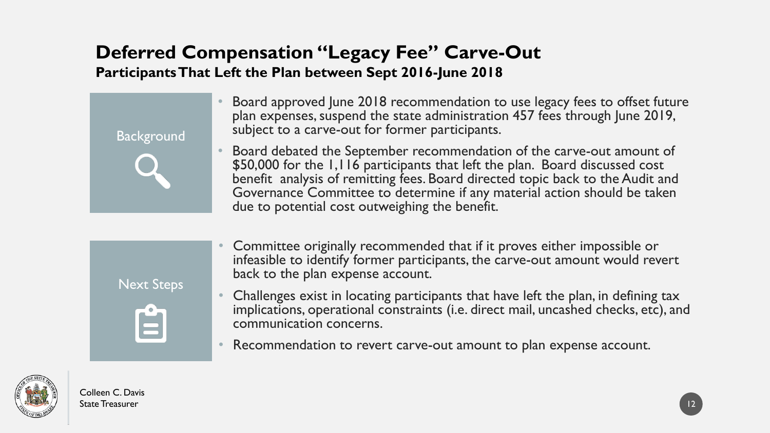# Deferred Compensation "Legacy Fee" Carve-Out

## Participants That Left the Plan between Sept 2016-June 2018

### Background

- Board approved June 2018 recommendation to use legacy fees to offset future plan expenses, suspend the state administration 457 fees through June 2019, subject to a carve-out for former participants.
- Board debated the September recommendation of the carve-out amount of $50,000 for the 1,116 participants that left the plan. Board discussed cost benefit analysis of remitting fees. Board directed topic back to the Audit and Governance Committee to determine if any material action should be taken due to potential cost outweighing the benefit.

### Next Steps

- Committee originally recommended that if it proves either impossible or infeasible to identify former participants, the carve-out amount would revert back to the plan expense account.
- Challenges exist in locating participants that have left the plan, in defining tax implications, operational constraints (i.e. direct mail, uncashed checks, etc), and communication concerns.
- Recommendation to revert carve-out amount to plan expense account.

Colleen C. Davis
State Treasurer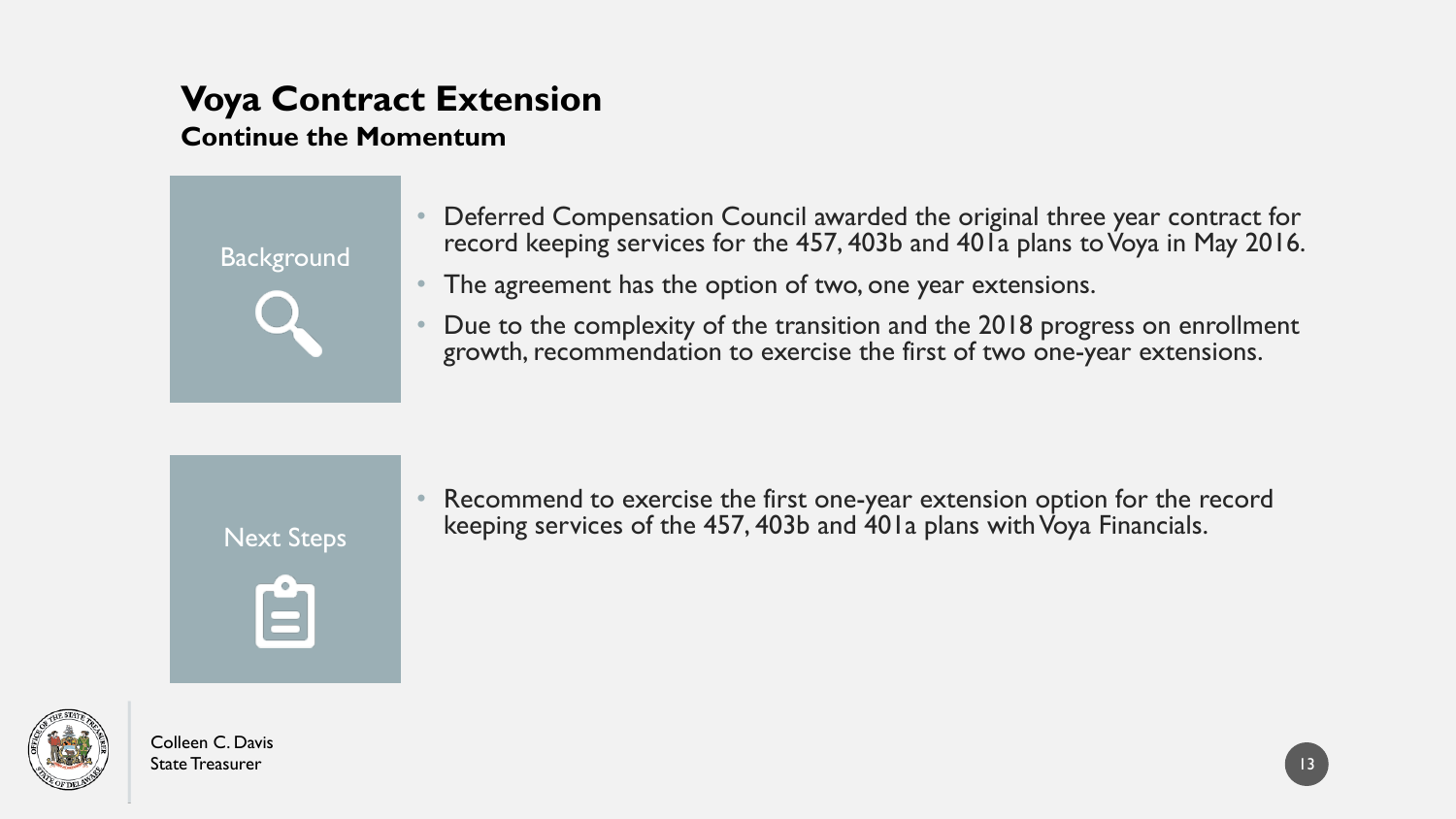# Voya Contract Extension

## Continue the Momentum

### Background

- Deferred Compensation Council awarded the original three year contract for record keeping services for the 457, 403b and 401a plans to Voya in May 2016.
- The agreement has the option of two, one year extensions.
- Due to the complexity of the transition and the 2018 progress on enrollment growth, recommendation to exercise the first of two one-year extensions.

### Next Steps

- Recommend to exercise the first one-year extension option for the record keeping services of the 457, 403b and 401a plans with Voya Financials.

Colleen C. Davis
State Treasurer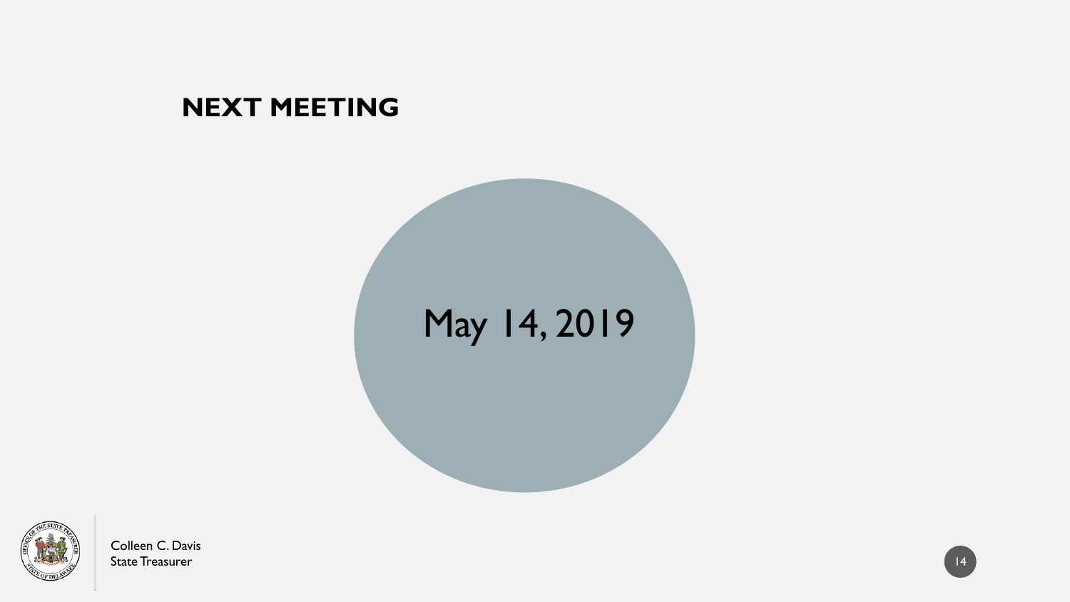## NEXT MEETING

May 14, 2019

Colleen C. Davis
State Treasurer